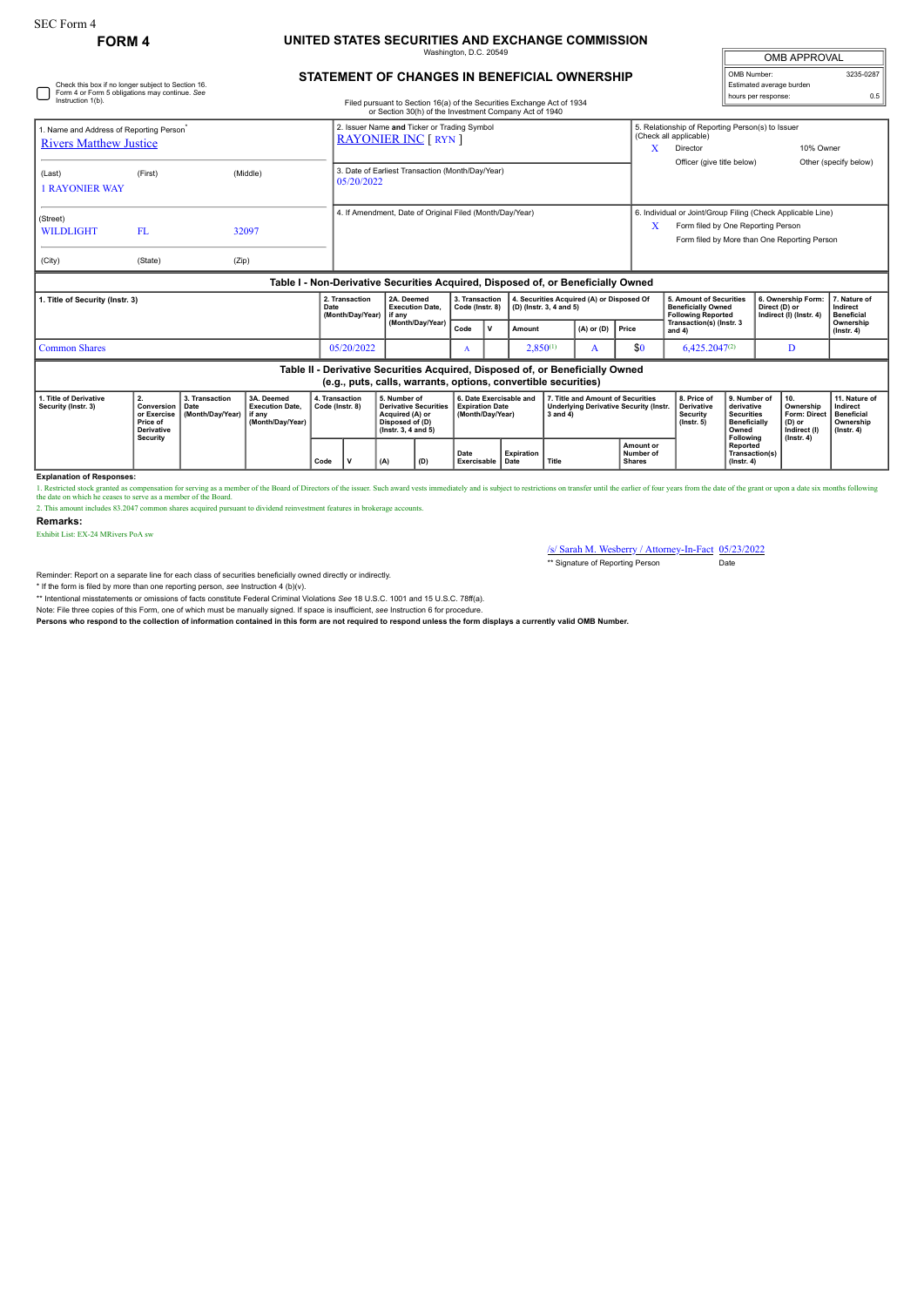SEC Form 4

**FORM 4**

# UNITED STATES SECURITIES AND EXCHANGE COMMISSION

Washington, D.C. 20549

## STATEMENT OF CHANGES IN BENEFICIAL OWNERSHIP

Filed pursuant to Section 16(a) of the Securities Exchange Act of 1934 or Section 30(h) of the Investment Company Act of 1940

| OMB APPROVAL | |
|---|---|
| OMB Number: | 3235-0287 |
| Estimated average burden | |
| hours per response: | 0.5 |

☐ Check this box if no longer subject to Section 16. Form 4 or Form 5 obligations may continue. *See* Instruction 1(b).

1. Name and Address of Reporting Person*
Rivers Matthew Justice

(Last) (First) (Middle)
1 RAYONIER WAY

(Street)
WILDLIGHT FL 32097

(City) (State) (Zip)

2. Issuer Name **and** Ticker or Trading Symbol
RAYONIER INC [ RYN ]

3. Date of Earliest Transaction (Month/Day/Year)
05/20/2022

4. If Amendment, Date of Original Filed (Month/Day/Year)

5. Relationship of Reporting Person(s) to Issuer (Check all applicable)
X Director
10% Owner
Officer (give title below)
Other (specify below)

6. Individual or Joint/Group Filing (Check Applicable Line)
X Form filed by One Reporting Person
Form filed by More than One Reporting Person

### Table I - Non-Derivative Securities Acquired, Disposed of, or Beneficially Owned

| 1. Title of Security (Instr. 3) | 2. Transaction Date (Month/Day/Year) | 2A. Deemed Execution Date, if any (Month/Day/Year) | 3. Transaction Code (Instr. 8) | | 4. Securities Acquired (A) or Disposed Of (D) (Instr. 3, 4 and 5) | | | 5. Amount of Securities Beneficially Owned Following Reported Transaction(s) (Instr. 3 and 4) | 6. Ownership Form: Direct (D) or Indirect (I) (Instr. 4) | 7. Nature of Indirect Beneficial Ownership (Instr. 4) |
|---|---|---|---|---|---|---|---|---|---|---|
| | | | Code | V | Amount | (A) or (D) | Price | | | |
| Common Shares | 05/20/2022 | | A | | 2,850[1] | A | $0 | 6,425.2047[2] | D | |

### Table II - Derivative Securities Acquired, Disposed of, or Beneficially Owned (e.g., puts, calls, warrants, options, convertible securities)

| 1. Title of Derivative Security (Instr. 3) | 2. Conversion or Exercise Price of Derivative Security | 3. Transaction Date (Month/Day/Year) | 3A. Deemed Execution Date, if any (Month/Day/Year) | 4. Transaction Code (Instr. 8) | | 5. Number of Derivative Securities Acquired (A) or Disposed of (D) (Instr. 3, 4 and 5) | | 6. Date Exercisable and Expiration Date (Month/Day/Year) | | 7. Title and Amount of Securities Underlying Derivative Security (Instr. 3 and 4) | | 8. Price of Derivative Security (Instr. 5) | 9. Number of derivative Securities Beneficially Owned Following Reported Transaction(s) (Instr. 4) | 10. Ownership Form: Direct (D) or Indirect (I) (Instr. 4) | 11. Nature of Indirect Beneficial Ownership (Instr. 4) |
|---|---|---|---|---|---|---|---|---|---|---|---|---|---|---|---|
| | | | | Code | V | (A) | (D) | Date Exercisable | Expiration Date | Title | Amount or Number of Shares | | | | |

**Explanation of Responses:**

1. Restricted stock granted as compensation for serving as a member of the Board of Directors of the issuer. Such award vests immediately and is subject to restrictions on transfer until the earlier of four years from the date of the grant or upon a date six months following the date on which he ceases to serve as a member of the Board.

2. This amount includes 83.2047 common shares acquired pursuant to dividend reinvestment features in brokerage accounts.

**Remarks:**

Exhibit List: EX-24 MRivers PoA sw

/s/ Sarah M. Wesberry / Attorney-In-Fact 05/23/2022

** Signature of Reporting Person Date

Reminder: Report on a separate line for each class of securities beneficially owned directly or indirectly.

* If the form is filed by more than one reporting person, *see* Instruction 4 (b)(v).

** Intentional misstatements or omissions of facts constitute Federal Criminal Violations *See* 18 U.S.C. 1001 and 15 U.S.C. 78ff(a).

Note: File three copies of this Form, one of which must be manually signed. If space is insufficient, *see* Instruction 6 for procedure.

**Persons who respond to the collection of information contained in this form are not required to respond unless the form displays a currently valid OMB Number.**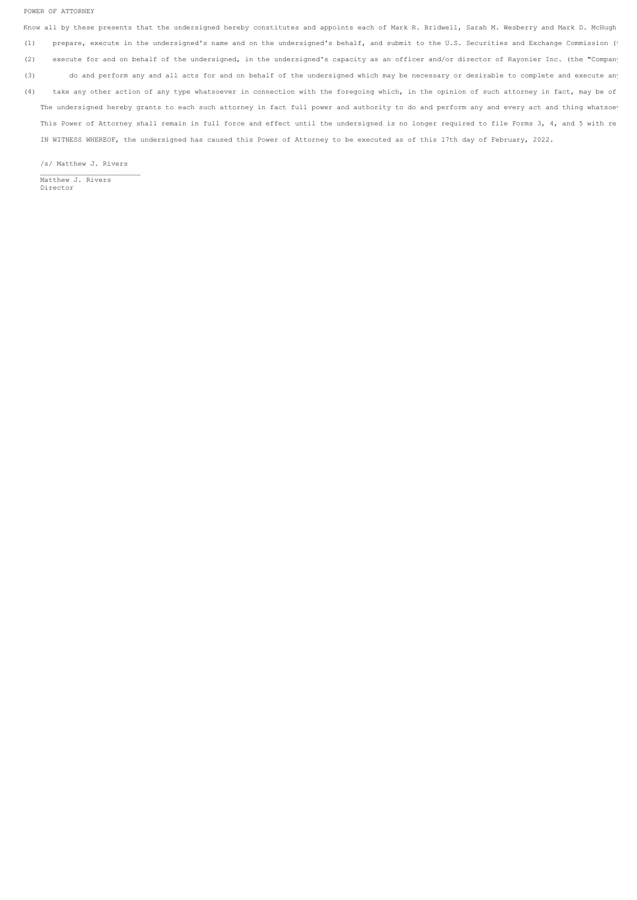POWER OF ATTORNEY

Know all by these presents that the undersigned hereby constitutes and appoints each of Mark R. Bridwell, Sarah M. Wesberry and Mark D. McHugh

(1) prepare, execute in the undersigned's name and on the undersigned's behalf, and submit to the U.S. Securities and Exchange Commission (

(2) execute for and on behalf of the undersigned, in the undersigned's capacity as an officer and/or director of Rayonier Inc. (the "Compan

(3) do and perform any and all acts for and on behalf of the undersigned which may be necessary or desirable to complete and execute an

(4) take any other action of any type whatsoever in connection with the foregoing which, in the opinion of such attorney in fact, may be of

The undersigned hereby grants to each such attorney in fact full power and authority to do and perform any and every act and thing whatsoe

This Power of Attorney shall remain in full force and effect until the undersigned is no longer required to file Forms 3, 4, and 5 with re

IN WITNESS WHEREOF, the undersigned has caused this Power of Attorney to be executed as of this 17th day of February, 2022.

/s/ Matthew J. Rivers

Matthew J. Rivers
Director